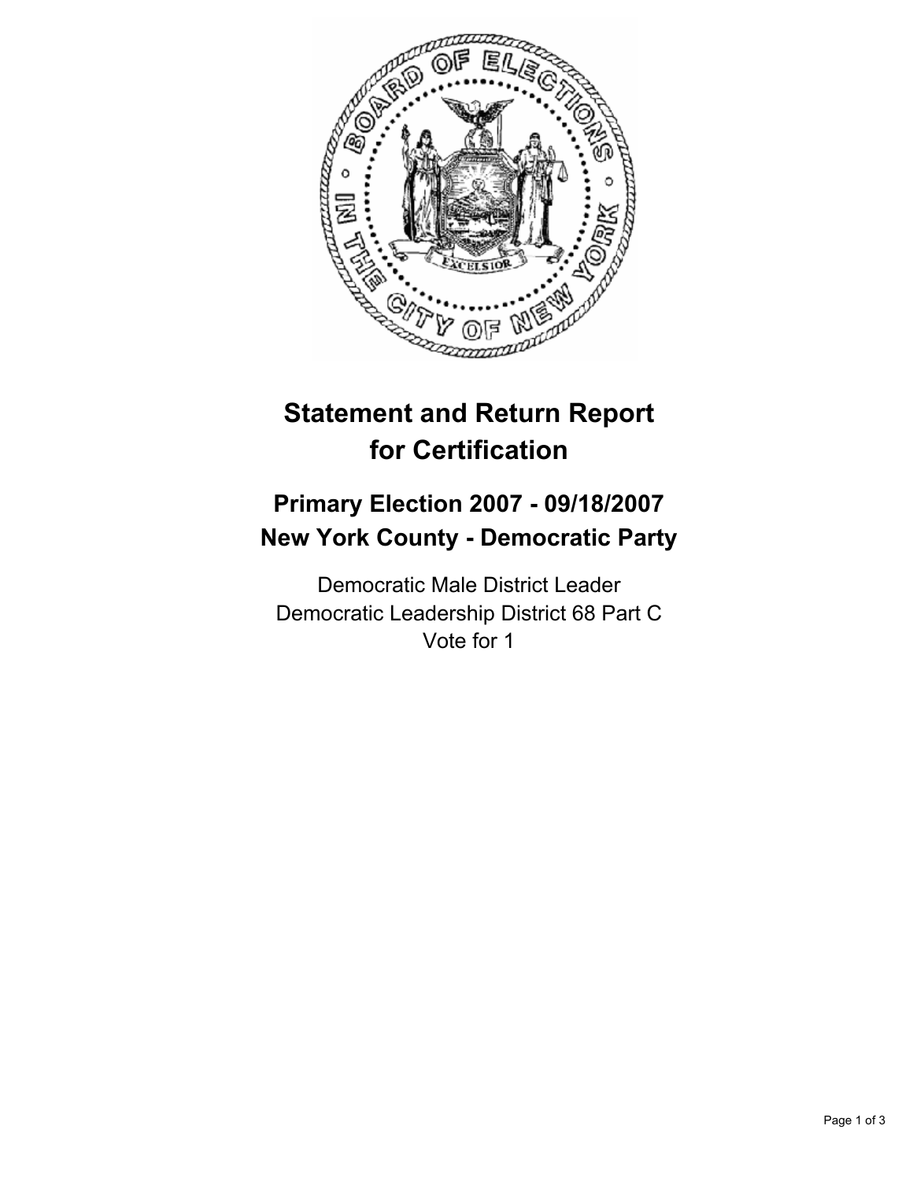# Statement and Return Report for Certification

## Primary Election 2007 - 09/18/2007
## New York County - Democratic Party

Democratic Male District Leader
Democratic Leadership District 68 Part C
Vote for 1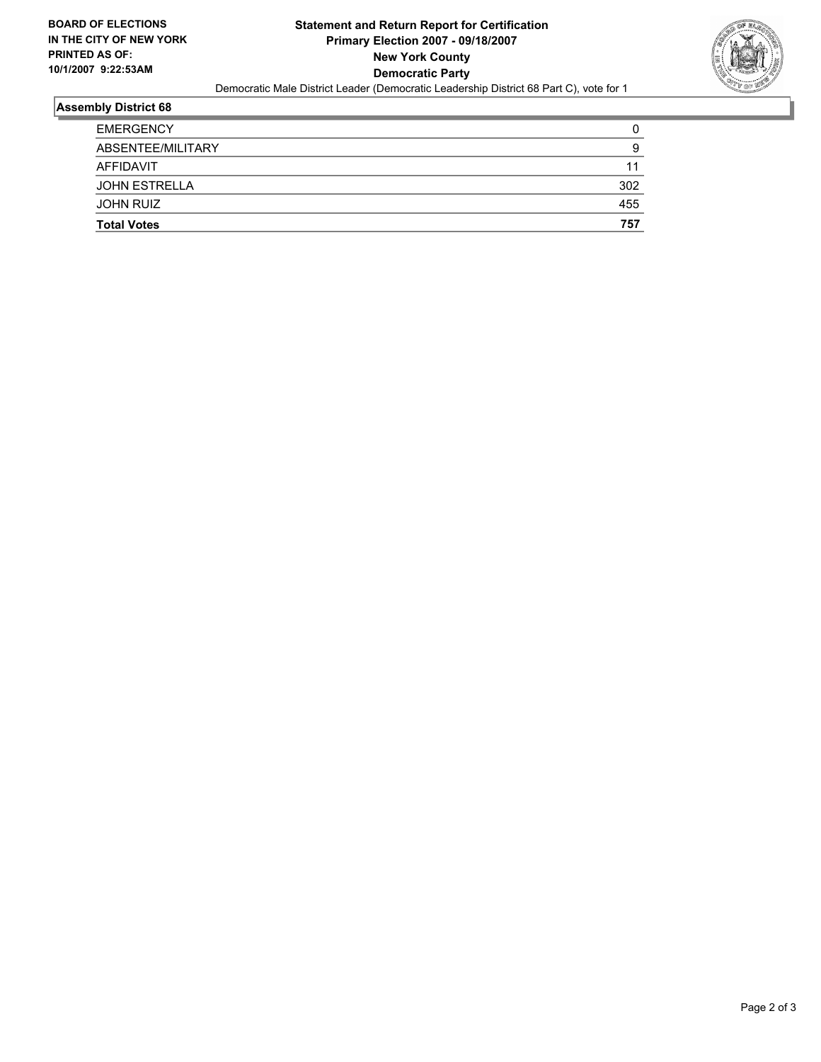**BOARD OF ELECTIONS IN THE CITY OF NEW YORK PRINTED AS OF: 10/1/2007 9:22:53AM**

# Statement and Return Report for Certification
## Primary Election 2007 - 09/18/2007
## New York County
## Democratic Party

Democratic Male District Leader (Democratic Leadership District 68 Part C), vote for 1

### Assembly District 68

| | |
|---|---|
| EMERGENCY | 0 |
| ABSENTEE/MILITARY | 9 |
| AFFIDAVIT | 11 |
| JOHN ESTRELLA | 302 |
| JOHN RUIZ | 455 |
| **Total Votes** | **757** |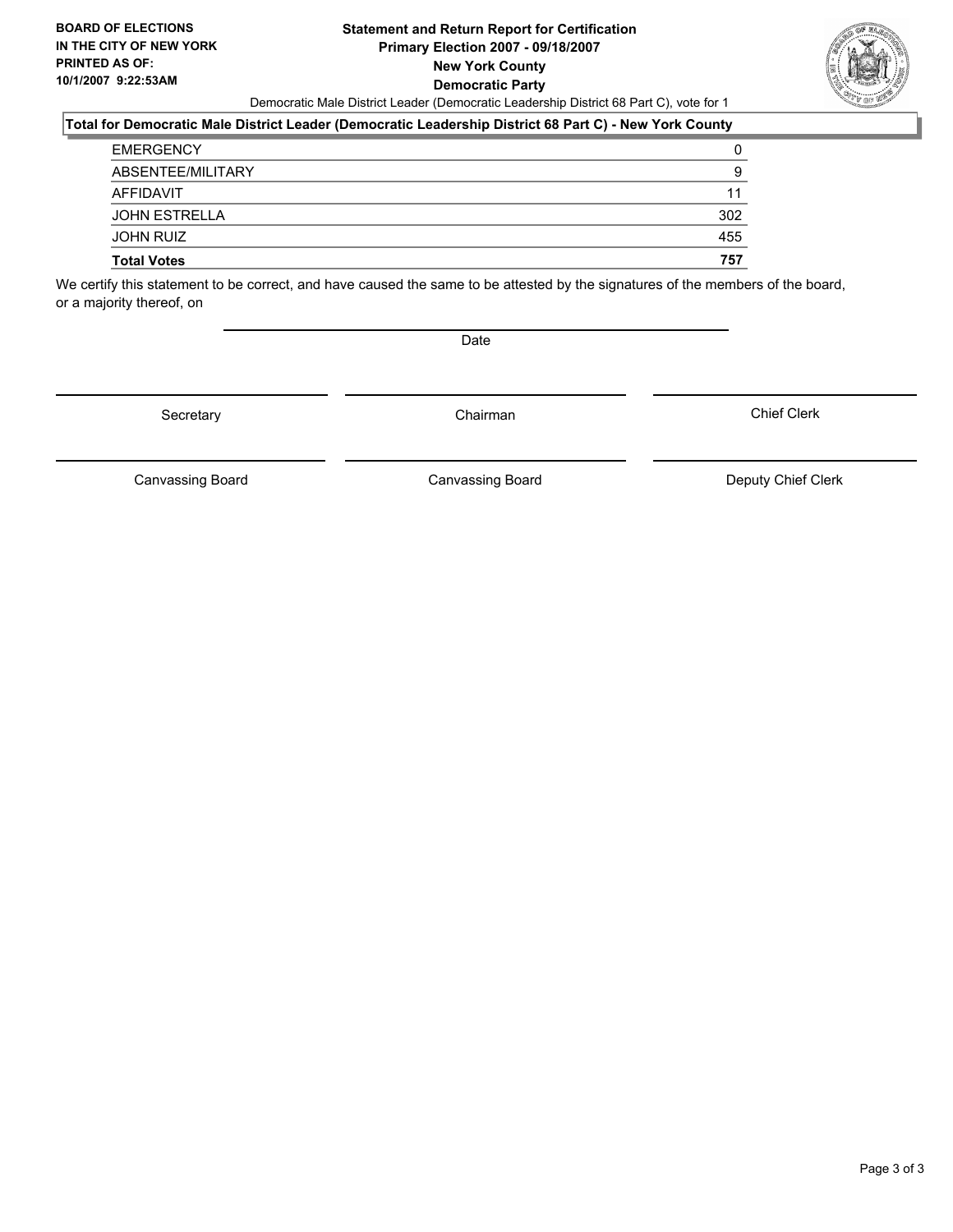**BOARD OF ELECTIONS IN THE CITY OF NEW YORK**
**PRINTED AS OF: 10/1/2007 9:22:53AM**

# Statement and Return Report for Certification
## Primary Election 2007 - 09/18/2007
## New York County
## Democratic Party

Democratic Male District Leader (Democratic Leadership District 68 Part C), vote for 1

### Total for Democratic Male District Leader (Democratic Leadership District 68 Part C) - New York County

| | |
|---|---|
| EMERGENCY | 0 |
| ABSENTEE/MILITARY | 9 |
| AFFIDAVIT | 11 |
| JOHN ESTRELLA | 302 |
| JOHN RUIZ | 455 |
| **Total Votes** | **757** |

We certify this statement to be correct, and have caused the same to be attested by the signatures of the members of the board, or a majority thereof, on

Date

| | | |
|---|---|---|
| Secretary | Chairman | Chief Clerk |
| Canvassing Board | Canvassing Board | Deputy Chief Clerk |